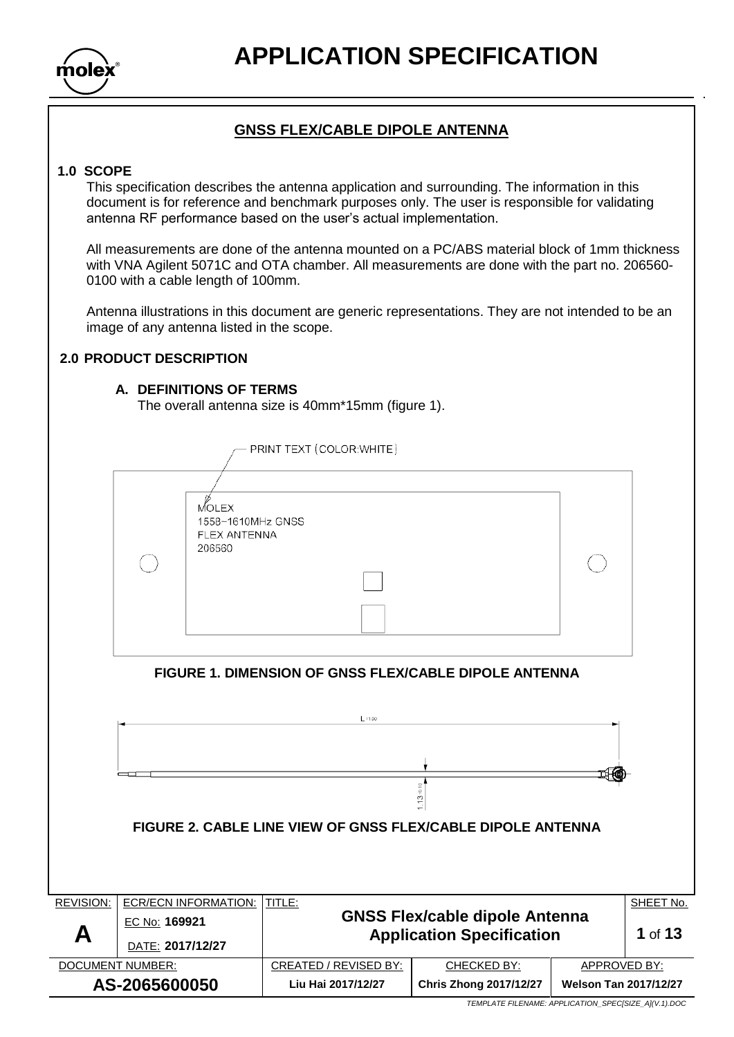# APPLICATION SPECIFICATION

## GNSS FLEX/CABLE DIPOLE ANTENNA

### 1.0 SCOPE

This specification describes the antenna application and surrounding. The information in this document is for reference and benchmark purposes only. The user is responsible for validating antenna RF performance based on the user's actual implementation.

All measurements are done of the antenna mounted on a PC/ABS material block of 1mm thickness with VNA Agilent 5071C and OTA chamber. All measurements are done with the part no. 206560-0100 with a cable length of 100mm.

Antenna illustrations in this document are generic representations. They are not intended to be an image of any antenna listed in the scope.

### 2.0 PRODUCT DESCRIPTION

#### A. DEFINITIONS OF TERMS

The overall antenna size is 40mm*15mm (figure 1).

PRINT TEXT (COLOR:WHITE)

MOLEX
1558-1610MHz GNSS
FLEX ANTENNA
206560

**FIGURE 1. DIMENSION OF GNSS FLEX/CABLE DIPOLE ANTENNA**

L ±1.00

1.13 ±0.10

**FIGURE 2. CABLE LINE VIEW OF GNSS FLEX/CABLE DIPOLE ANTENNA**

| REVISION: | ECR/ECN INFORMATION: | TITLE: | | | SHEET No. |
|---|---|---|---|---|---|
| A | EC No: 169921 DATE: 2017/12/27 | GNSS Flex/cable dipole Antenna Application Specification | | | 1 of 13 |
| DOCUMENT NUMBER: | | CREATED / REVISED BY: | CHECKED BY: | APPROVED BY: | |
| AS-2065600050 | | Liu Hai 2017/12/27 | Chris Zhong 2017/12/27 | Welson Tan 2017/12/27 | |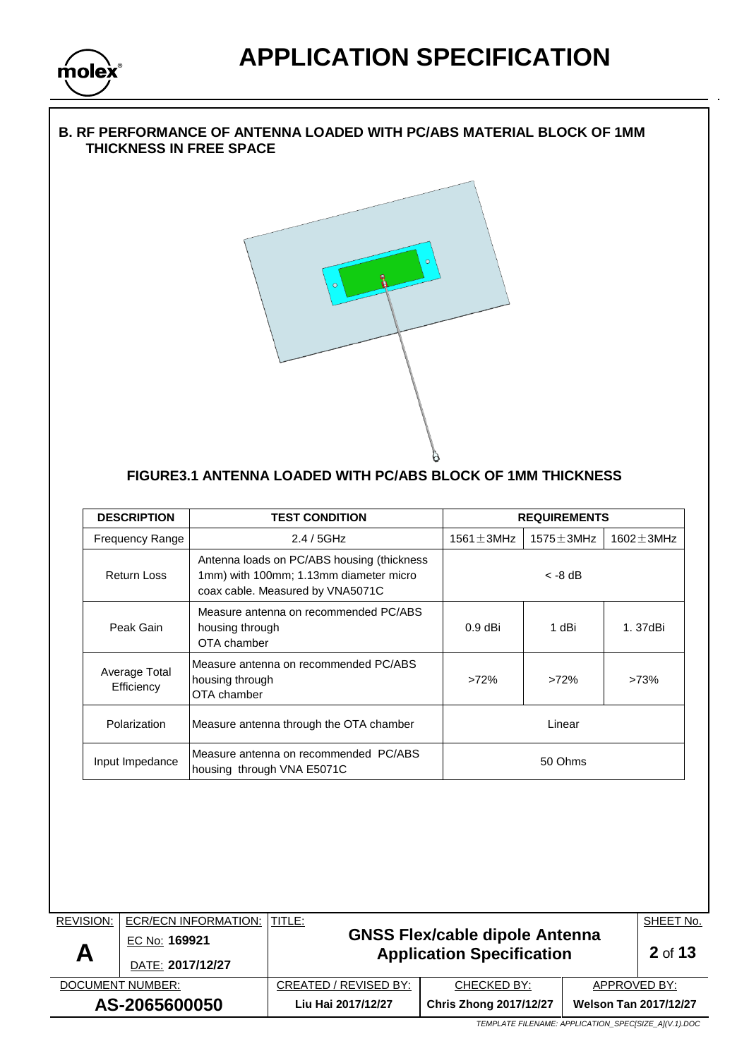## B. RF PERFORMANCE OF ANTENNA LOADED WITH PC/ABS MATERIAL BLOCK OF 1MM THICKNESS IN FREE SPACE

**FIGURE3.1 ANTENNA LOADED WITH PC/ABS BLOCK OF 1MM THICKNESS**

| DESCRIPTION | TEST CONDITION | REQUIREMENTS | | |
|---|---|---|---|---|
| Frequency Range | 2.4 / 5GHz | 1561±3MHz | 1575±3MHz | 1602±3MHz |
| Return Loss | Antenna loads on PC/ABS housing (thickness 1mm) with 100mm; 1.13mm diameter micro coax cable. Measured by VNA5071C | < -8 dB | | |
| Peak Gain | Measure antenna on recommended PC/ABS housing through OTA chamber | 0.9 dBi | 1 dBi | 1. 37dBi |
| Average Total Efficiency | Measure antenna on recommended PC/ABS housing through OTA chamber | >72% | >72% | >73% |
| Polarization | Measure antenna through the OTA chamber | Linear | | |
| Input Impedance | Measure antenna on recommended PC/ABS housing through VNA E5071C | 50 Ohms | | |

| REVISION: | ECR/ECN INFORMATION: | TITLE: | | SHEET No. |
|---|---|---|---|---|
| A | EC No: 169921 DATE: 2017/12/27 | GNSS Flex/cable dipole Antenna Application Specification | | 2 of 13 |
| DOCUMENT NUMBER: | | CREATED / REVISED BY: | CHECKED BY: | APPROVED BY: |
| AS-2065600050 | | Liu Hai 2017/12/27 | Chris Zhong 2017/12/27 | Welson Tan 2017/12/27 |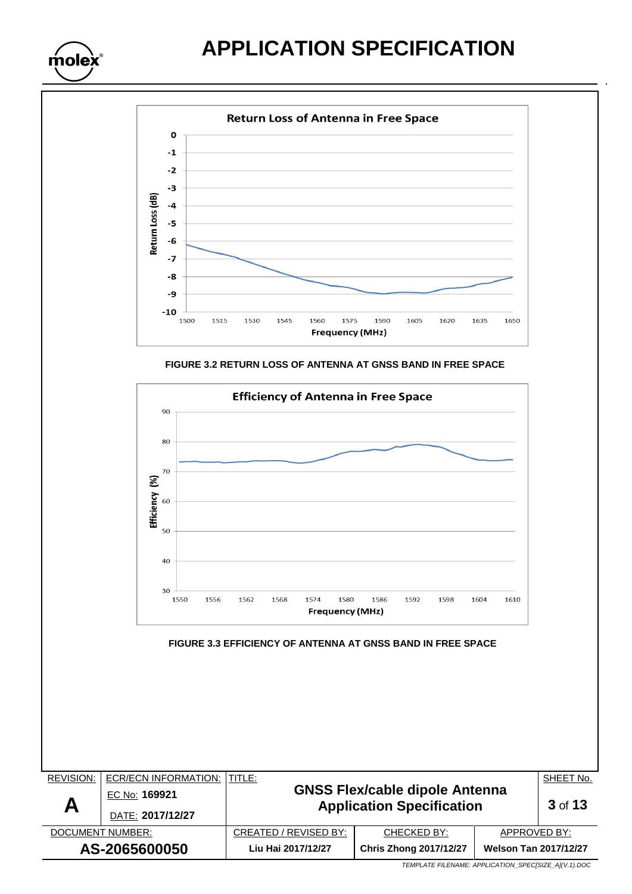**FIGURE 3.2 RETURN LOSS OF ANTENNA AT GNSS BAND IN FREE SPACE**

**FIGURE 3.3 EFFICIENCY OF ANTENNA AT GNSS BAND IN FREE SPACE**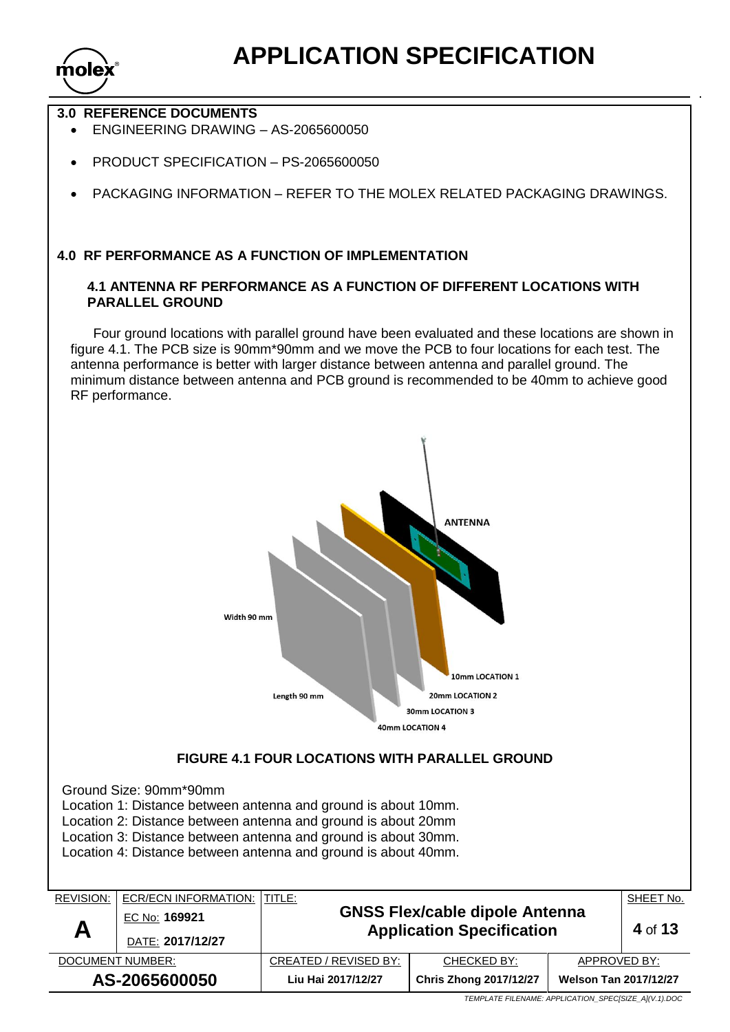## 3.0 REFERENCE DOCUMENTS

- ENGINEERING DRAWING – AS-2065600050
- PRODUCT SPECIFICATION – PS-2065600050
- PACKAGING INFORMATION – REFER TO THE MOLEX RELATED PACKAGING DRAWINGS.

## 4.0 RF PERFORMANCE AS A FUNCTION OF IMPLEMENTATION

### 4.1 ANTENNA RF PERFORMANCE AS A FUNCTION OF DIFFERENT LOCATIONS WITH PARALLEL GROUND

Four ground locations with parallel ground have been evaluated and these locations are shown in figure 4.1. The PCB size is 90mm*90mm and we move the PCB to four locations for each test. The antenna performance is better with larger distance between antenna and parallel ground. The minimum distance between antenna and PCB ground is recommended to be 40mm to achieve good RF performance.

**FIGURE 4.1 FOUR LOCATIONS WITH PARALLEL GROUND**

Ground Size: 90mm*90mm
Location 1: Distance between antenna and ground is about 10mm.
Location 2: Distance between antenna and ground is about 20mm
Location 3: Distance between antenna and ground is about 30mm.
Location 4: Distance between antenna and ground is about 40mm.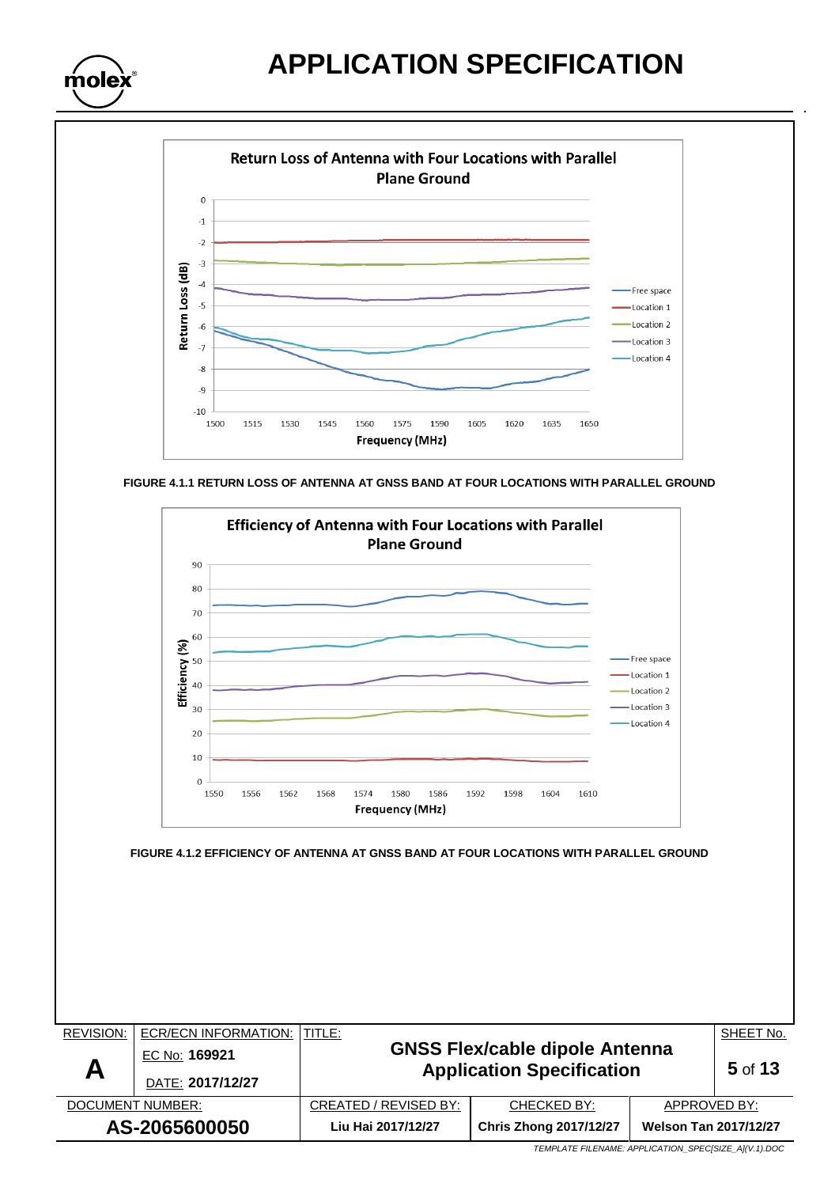FIGURE 4.1.1 RETURN LOSS OF ANTENNA AT GNSS BAND AT FOUR LOCATIONS WITH PARALLEL GROUND

FIGURE 4.1.2 EFFICIENCY OF ANTENNA AT GNSS BAND AT FOUR LOCATIONS WITH PARALLEL GROUND

| REVISION: | ECR/ECN INFORMATION: | TITLE: | | SHEET No. |
|---|---|---|---|---|
| **A** | EC No: **169921** DATE: **2017/12/27** | **GNSS Flex/cable dipole Antenna Application Specification** | | **5** of **13** |
| DOCUMENT NUMBER: **AS-2065600050** | CREATED / REVISED BY: **Liu Hai 2017/12/27** | CHECKED BY: **Chris Zhong 2017/12/27** | APPROVED BY: **Welson Tan 2017/12/27** | |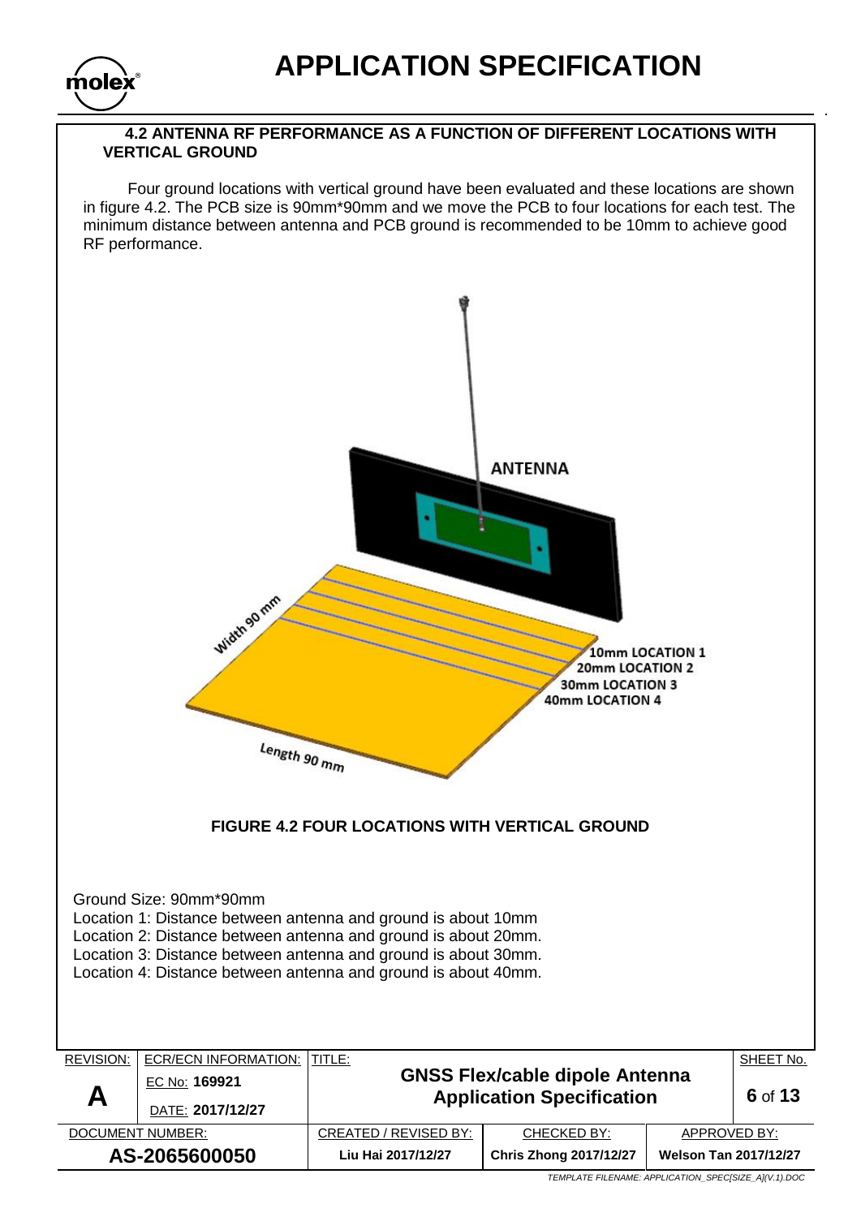## 4.2 ANTENNA RF PERFORMANCE AS A FUNCTION OF DIFFERENT LOCATIONS WITH VERTICAL GROUND

Four ground locations with vertical ground have been evaluated and these locations are shown in figure 4.2. The PCB size is 90mm*90mm and we move the PCB to four locations for each test. The minimum distance between antenna and PCB ground is recommended to be 10mm to achieve good RF performance.

ANTENNA

Width 90 mm

Length 90 mm

10mm LOCATION 1
20mm LOCATION 2
30mm LOCATION 3
40mm LOCATION 4

**FIGURE 4.2 FOUR LOCATIONS WITH VERTICAL GROUND**

Ground Size: 90mm*90mm
Location 1: Distance between antenna and ground is about 10mm
Location 2: Distance between antenna and ground is about 20mm.
Location 3: Distance between antenna and ground is about 30mm.
Location 4: Distance between antenna and ground is about 40mm.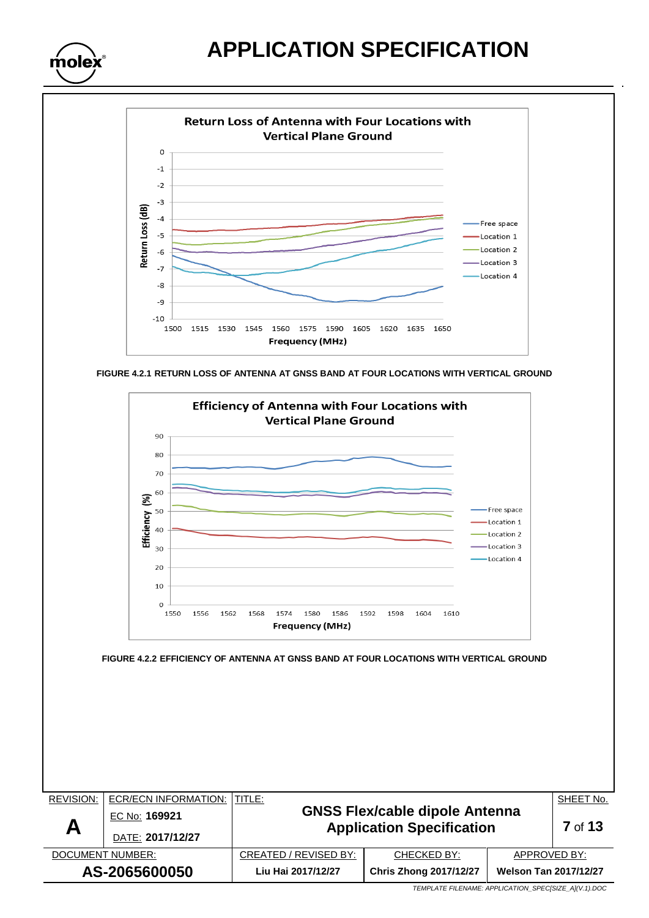FIGURE 4.2.1 RETURN LOSS OF ANTENNA AT GNSS BAND AT FOUR LOCATIONS WITH VERTICAL GROUND

FIGURE 4.2.2 EFFICIENCY OF ANTENNA AT GNSS BAND AT FOUR LOCATIONS WITH VERTICAL GROUND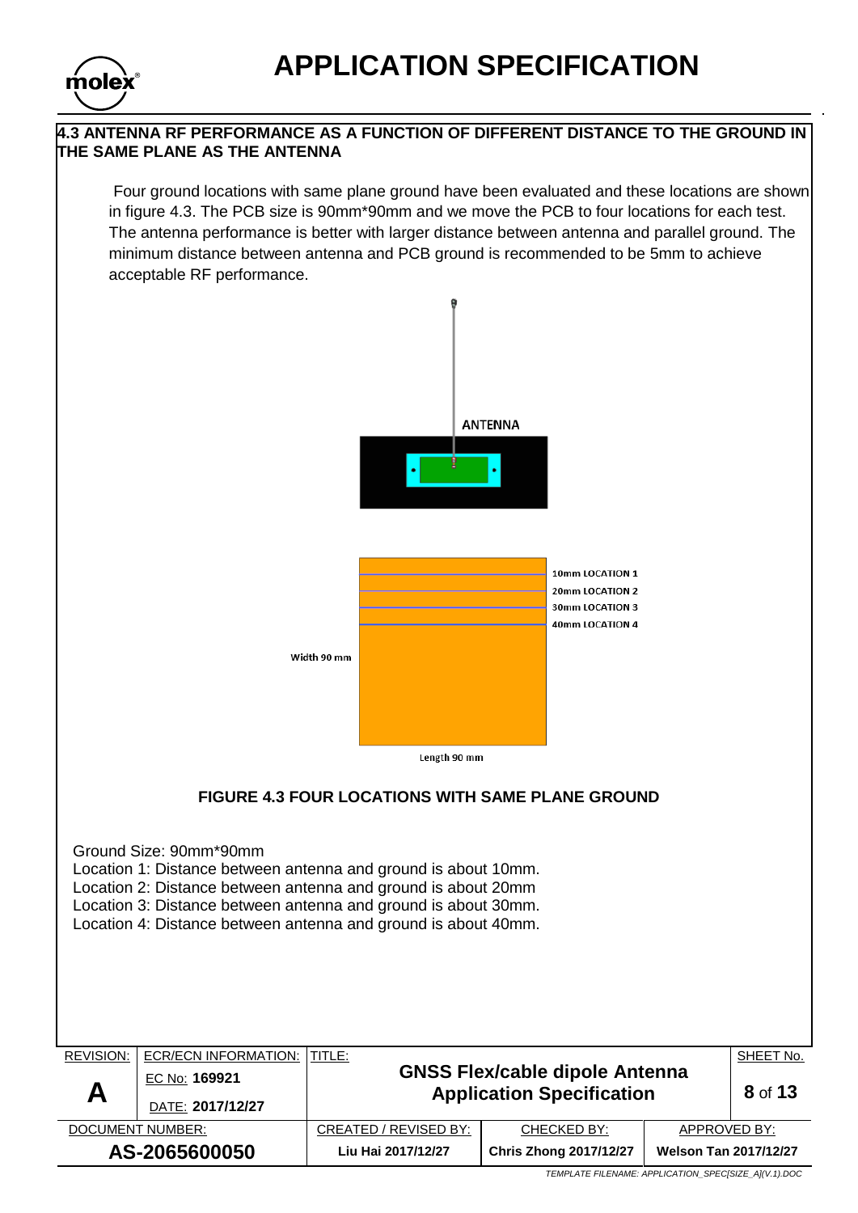## 4.3 ANTENNA RF PERFORMANCE AS A FUNCTION OF DIFFERENT DISTANCE TO THE GROUND IN THE SAME PLANE AS THE ANTENNA

Four ground locations with same plane ground have been evaluated and these locations are shown in figure 4.3. The PCB size is 90mm*90mm and we move the PCB to four locations for each test. The antenna performance is better with larger distance between antenna and parallel ground. The minimum distance between antenna and PCB ground is recommended to be 5mm to achieve acceptable RF performance.

ANTENNA

10mm LOCATION 1
20mm LOCATION 2
30mm LOCATION 3
40mm LOCATION 4

Width 90 mm

Length 90 mm

**FIGURE 4.3 FOUR LOCATIONS WITH SAME PLANE GROUND**

Ground Size: 90mm*90mm
Location 1: Distance between antenna and ground is about 10mm.
Location 2: Distance between antenna and ground is about 20mm
Location 3: Distance between antenna and ground is about 30mm.
Location 4: Distance between antenna and ground is about 40mm.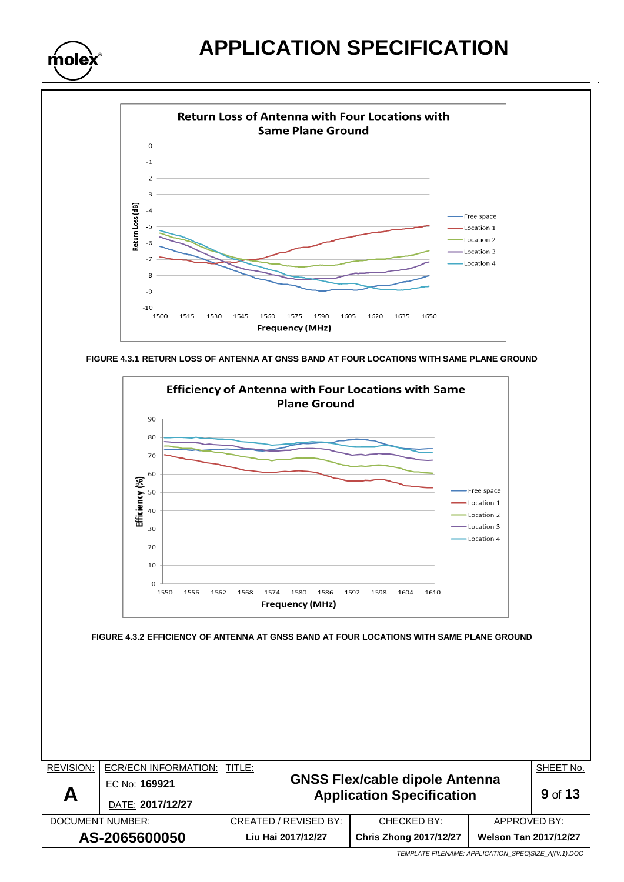FIGURE 4.3.1 RETURN LOSS OF ANTENNA AT GNSS BAND AT FOUR LOCATIONS WITH SAME PLANE GROUND

FIGURE 4.3.2 EFFICIENCY OF ANTENNA AT GNSS BAND AT FOUR LOCATIONS WITH SAME PLANE GROUND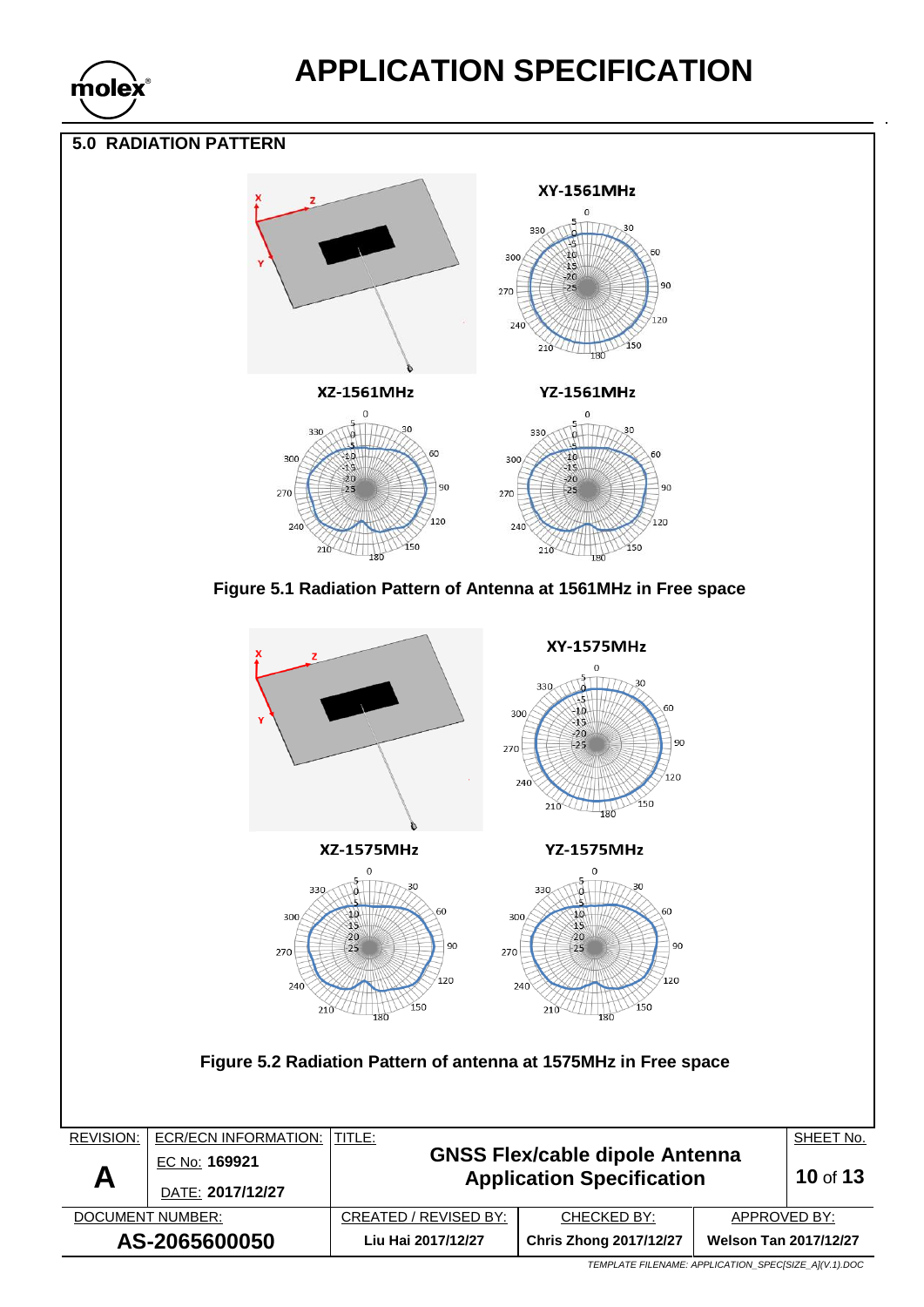## 5.0 RADIATION PATTERN

XY-1561MHz

XZ-1561MHz

YZ-1561MHz

Figure 5.1 Radiation Pattern of Antenna at 1561MHz in Free space

XY-1575MHz

XZ-1575MHz

YZ-1575MHz

Figure 5.2 Radiation Pattern of antenna at 1575MHz in Free space

| REVISION: | ECR/ECN INFORMATION: | TITLE: | | | SHEET No. |
|---|---|---|---|---|---|
| A | EC No: 169921<br>DATE: 2017/12/27 | GNSS Flex/cable dipole Antenna Application Specification | | | 10 of 13 |
| DOCUMENT NUMBER: | | CREATED / REVISED BY: | CHECKED BY: | APPROVED BY: | |
| AS-2065600050 | | Liu Hai 2017/12/27 | Chris Zhong 2017/12/27 | Welson Tan 2017/12/27 | |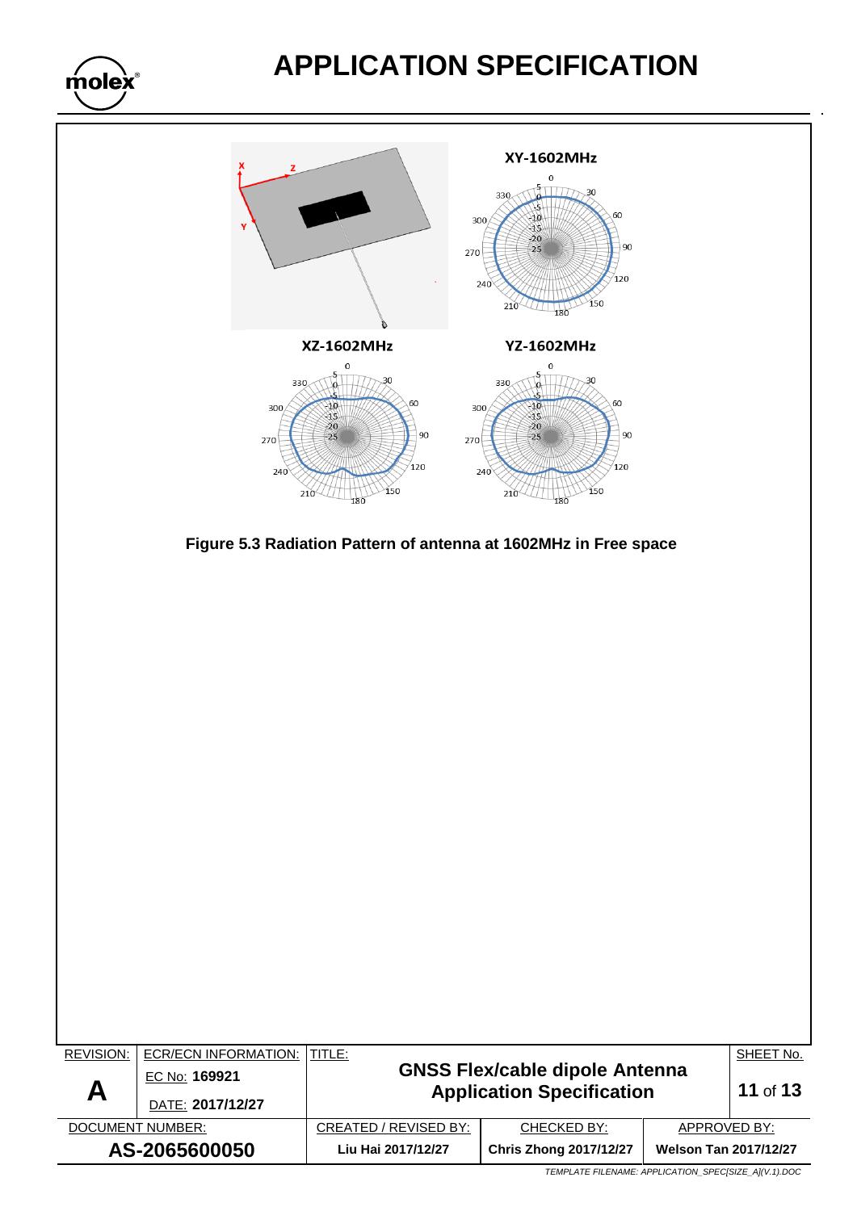XY-1602MHz

XZ-1602MHz

YZ-1602MHz

**Figure 5.3 Radiation Pattern of antenna at 1602MHz in Free space**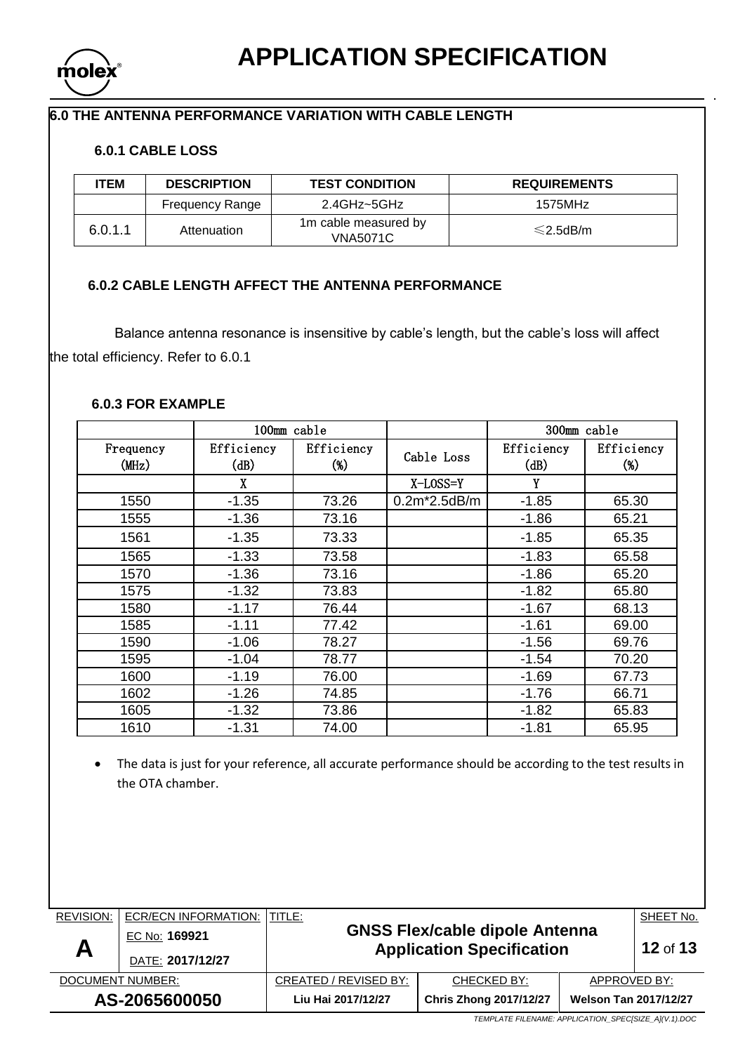## 6.0 THE ANTENNA PERFORMANCE VARIATION WITH CABLE LENGTH

### 6.0.1 CABLE LOSS

| ITEM | DESCRIPTION | TEST CONDITION | REQUIREMENTS |
|---|---|---|---|
| | Frequency Range | 2.4GHz~5GHz | 1575MHz |
| 6.0.1.1 | Attenuation | 1m cable measured by VNA5071C | ≤2.5dB/m |

### 6.0.2 CABLE LENGTH AFFECT THE ANTENNA PERFORMANCE

Balance antenna resonance is insensitive by cable's length, but the cable's loss will affect the total efficiency. Refer to 6.0.1

### 6.0.3 FOR EXAMPLE

| | 100mm cable | | | 300mm cable | |
|---|---|---|---|---|---|
| Frequency (MHz) | Efficiency (dB) | Efficiency (%) | Cable Loss | Efficiency (dB) | Efficiency (%) |
| | X | | X-LOSS=Y | Y | |
| 1550 | -1.35 | 73.26 | 0.2m*2.5dB/m | -1.85 | 65.30 |
| 1555 | -1.36 | 73.16 | | -1.86 | 65.21 |
| 1561 | -1.35 | 73.33 | | -1.85 | 65.35 |
| 1565 | -1.33 | 73.58 | | -1.83 | 65.58 |
| 1570 | -1.36 | 73.16 | | -1.86 | 65.20 |
| 1575 | -1.32 | 73.83 | | -1.82 | 65.80 |
| 1580 | -1.17 | 76.44 | | -1.67 | 68.13 |
| 1585 | -1.11 | 77.42 | | -1.61 | 69.00 |
| 1590 | -1.06 | 78.27 | | -1.56 | 69.76 |
| 1595 | -1.04 | 78.77 | | -1.54 | 70.20 |
| 1600 | -1.19 | 76.00 | | -1.69 | 67.73 |
| 1602 | -1.26 | 74.85 | | -1.76 | 66.71 |
| 1605 | -1.32 | 73.86 | | -1.82 | 65.83 |
| 1610 | -1.31 | 74.00 | | -1.81 | 65.95 |

- The data is just for your reference, all accurate performance should be according to the test results in the OTA chamber.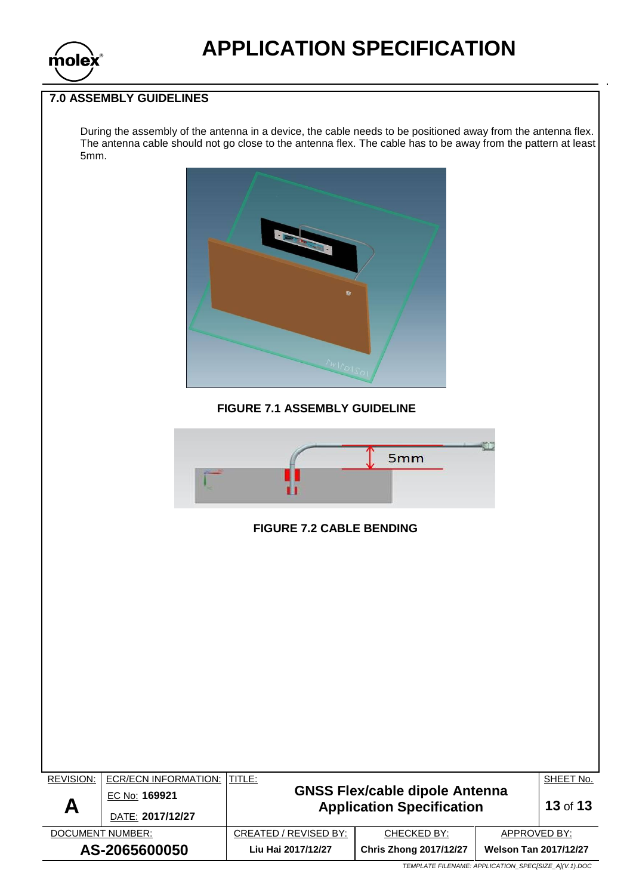## 7.0 ASSEMBLY GUIDELINES

During the assembly of the antenna in a device, the cable needs to be positioned away from the antenna flex. The antenna cable should not go close to the antenna flex. The cable has to be away from the pattern at least 5mm.

**FIGURE 7.1 ASSEMBLY GUIDELINE**

5mm

**FIGURE 7.2 CABLE BENDING**

| REVISION: | ECR/ECN INFORMATION: | TITLE: | | | SHEET No. |
|---|---|---|---|---|---|
| A | EC No: **169921** DATE: **2017/12/27** | **GNSS Flex/cable dipole Antenna Application Specification** | | | **13** of **13** |
| DOCUMENT NUMBER: | | CREATED / REVISED BY: | CHECKED BY: | APPROVED BY: | |
| **AS-2065600050** | | **Liu Hai 2017/12/27** | **Chris Zhong 2017/12/27** | **Welson Tan 2017/12/27** | |